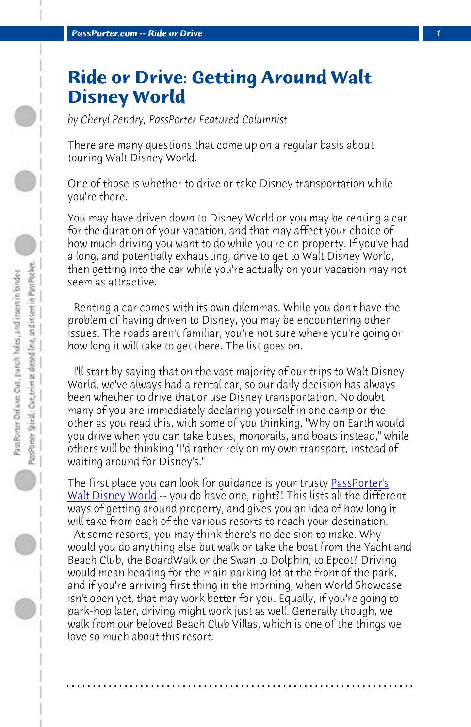# Ride or Drive: Getting Around Walt Disney World

*by Cheryl Pendry, PassPorter Featured Columnist*

There are many questions that come up on a regular basis about touring Walt Disney World.

One of those is whether to drive or take Disney transportation while you're there.

You may have driven down to Disney World or you may be renting a car for the duration of your vacation, and that may affect your choice of how much driving you want to do while you're on property. If you've had a long, and potentially exhausting, drive to get to Walt Disney World, then getting into the car while you're actually on your vacation may not seem as attractive.

Renting a car comes with its own dilemmas. While you don't have the problem of having driven to Disney, you may be encountering other issues. The roads aren't familiar, you're not sure where you're going or how long it will take to get there. The list goes on.

I'll start by saying that on the vast majority of our trips to Walt Disney World, we've always had a rental car, so our daily decision has always been whether to drive that or use Disney transportation. No doubt many of you are immediately declaring yourself in one camp or the other as you read this, with some of you thinking, "Why on Earth would you drive when you can take buses, monorails, and boats instead," while others will be thinking "I'd rather rely on my own transport, instead of waiting around for Disney's."

The first place you can look for guidance is your trusty [PassPorter's Walt Disney World]() -- you do have one, right?! This lists all the different ways of getting around property, and gives you an idea of how long it will take from each of the various resorts to reach your destination.

At some resorts, you may think there's no decision to make. Why would you do anything else but walk or take the boat from the Yacht and Beach Club, the BoardWalk or the Swan to Dolphin, to Epcot? Driving would mean heading for the main parking lot at the front of the park, and if you're arriving first thing in the morning, when World Showcase isn't open yet, that may work better for you. Equally, if you're going to park-hop later, driving might work just as well. Generally though, we walk from our beloved Beach Club Villas, which is one of the things we love so much about this resort.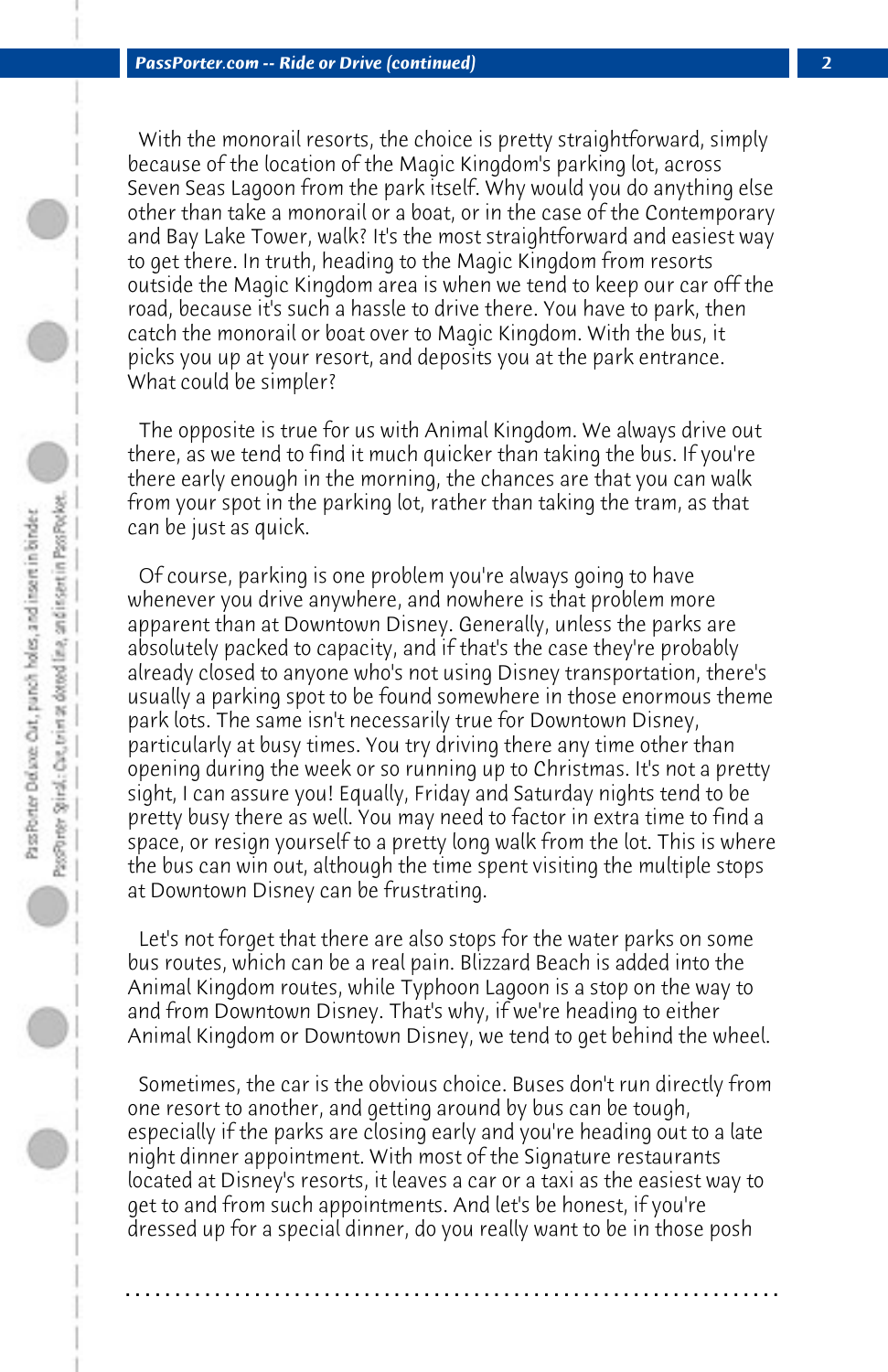With the monorail resorts, the choice is pretty straightforward, simply because of the location of the Magic Kingdom's parking lot, across Seven Seas Lagoon from the park itself. Why would you do anything else other than take a monorail or a boat, or in the case of the Contemporary and Bay Lake Tower, walk? It's the most straightforward and easiest way to get there. In truth, heading to the Magic Kingdom from resorts outside the Magic Kingdom area is when we tend to keep our car off the road, because it's such a hassle to drive there. You have to park, then catch the monorail or boat over to Magic Kingdom. With the bus, it picks you up at your resort, and deposits you at the park entrance. What could be simpler?

The opposite is true for us with Animal Kingdom. We always drive out there, as we tend to find it much quicker than taking the bus. If you're there early enough in the morning, the chances are that you can walk from your spot in the parking lot, rather than taking the tram, as that can be just as quick.

Of course, parking is one problem you're always going to have whenever you drive anywhere, and nowhere is that problem more apparent than at Downtown Disney. Generally, unless the parks are absolutely packed to capacity, and if that's the case they're probably already closed to anyone who's not using Disney transportation, there's usually a parking spot to be found somewhere in those enormous theme park lots. The same isn't necessarily true for Downtown Disney, particularly at busy times. You try driving there any time other than opening during the week or so running up to Christmas. It's not a pretty sight, I can assure you! Equally, Friday and Saturday nights tend to be pretty busy there as well. You may need to factor in extra time to find a space, or resign yourself to a pretty long walk from the lot. This is where the bus can win out, although the time spent visiting the multiple stops at Downtown Disney can be frustrating.

Let's not forget that there are also stops for the water parks on some bus routes, which can be a real pain. Blizzard Beach is added into the Animal Kingdom routes, while Typhoon Lagoon is a stop on the way to and from Downtown Disney. That's why, if we're heading to either Animal Kingdom or Downtown Disney, we tend to get behind the wheel.

Sometimes, the car is the obvious choice. Buses don't run directly from one resort to another, and getting around by bus can be tough, especially if the parks are closing early and you're heading out to a late night dinner appointment. With most of the Signature restaurants located at Disney's resorts, it leaves a car or a taxi as the easiest way to get to and from such appointments. And let's be honest, if you're dressed up for a special dinner, do you really want to be in those posh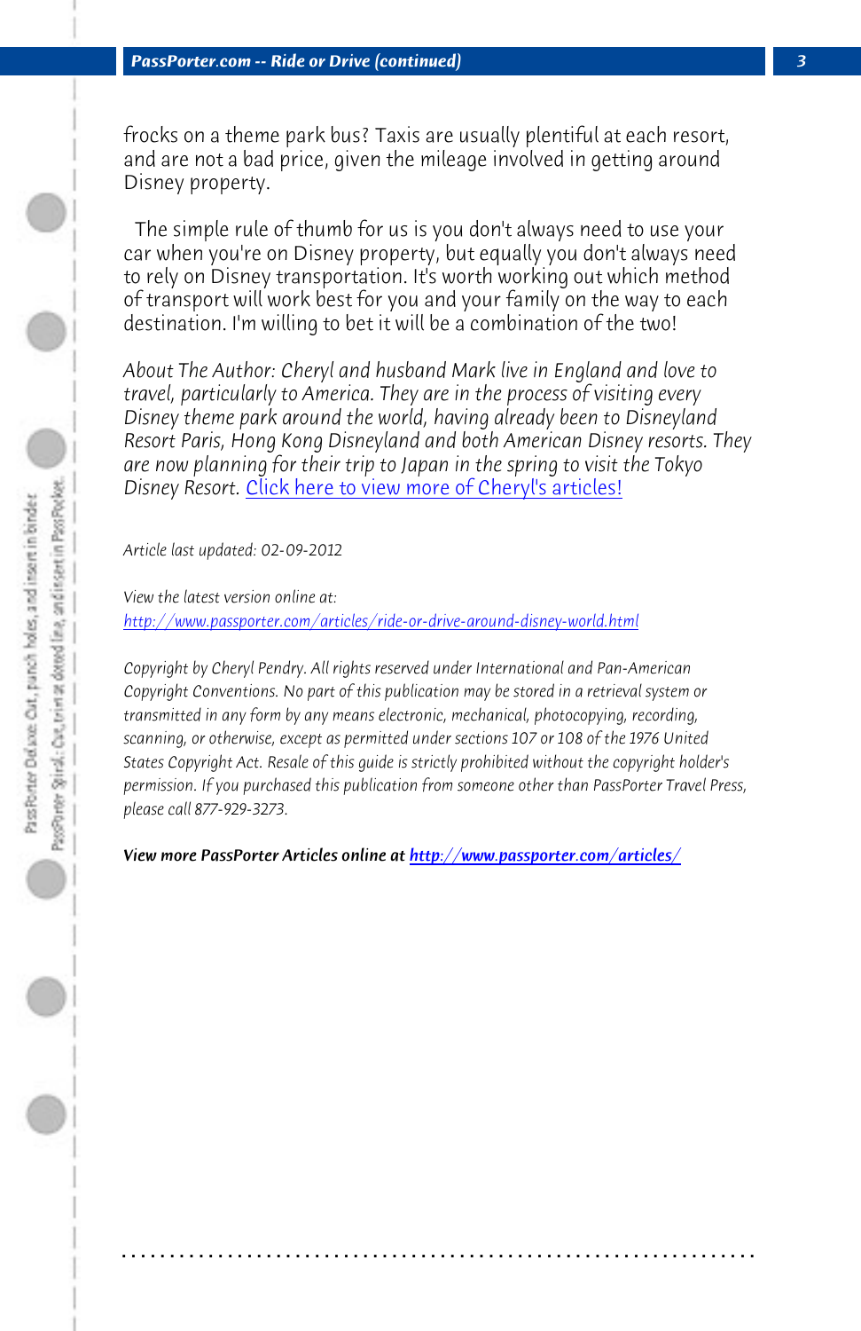frocks on a theme park bus? Taxis are usually plentiful at each resort, and are not a bad price, given the mileage involved in getting around Disney property.

The simple rule of thumb for us is you don't always need to use your car when you're on Disney property, but equally you don't always need to rely on Disney transportation. It's worth working out which method of transport will work best for you and your family on the way to each destination. I'm willing to bet it will be a combination of the two!

*About The Author: Cheryl and husband Mark live in England and love to travel, particularly to America. They are in the process of visiting every Disney theme park around the world, having already been to Disneyland Resort Paris, Hong Kong Disneyland and both American Disney resorts. They are now planning for their trip to Japan in the spring to visit the Tokyo Disney Resort.* Click here to view more of Cheryl's articles!

*Article last updated: 02-09-2012*

*View the latest version online at:*
*http://www.passporter.com/articles/ride-or-drive-around-disney-world.html*

*Copyright by Cheryl Pendry. All rights reserved under International and Pan-American Copyright Conventions. No part of this publication may be stored in a retrieval system or transmitted in any form by any means electronic, mechanical, photocopying, recording, scanning, or otherwise, except as permitted under sections 107 or 108 of the 1976 United States Copyright Act. Resale of this guide is strictly prohibited without the copyright holder's permission. If you purchased this publication from someone other than PassPorter Travel Press, please call 877-929-3273.*

***View more PassPorter Articles online at http://www.passporter.com/articles/***